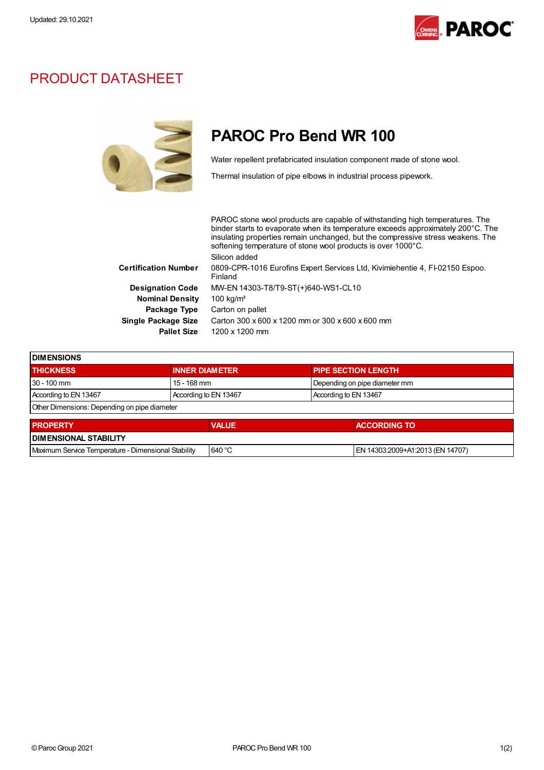Updated: 29.10.2021

# PRODUCT DATASHEET

## PAROC Pro Bend WR 100

Water repellent prefabricated insulation component made of stone wool.

Thermal insulation of pipe elbows in industrial process pipework.

PAROC stone wool products are capable of withstanding high temperatures. The binder starts to evaporate when its temperature exceeds approximately 200°C. The insulating properties remain unchanged, but the compressive stress weakens. The softening temperature of stone wool products is over 1000°C.

Silicon added

**Certification Number** 0809-CPR-1016 Eurofins Expert Services Ltd, Kivimiehentie 4, FI-02150 Espoo. Finland

**Designation Code** MW-EN 14303-T8/T9-ST(+)640-WS1-CL10

**Nominal Density** 100 kg/m³

**Package Type** Carton on pallet

**Single Package Size** Carton 300 x 600 x 1200 mm or 300 x 600 x 600 mm

**Pallet Size** 1200 x 1200 mm

| DIMENSIONS | | |
|---|---|---|
| **THICKNESS** | **INNER DIAMETER** | **PIPE SECTION LENGTH** |
| 30 - 100 mm | 15 - 168 mm | Depending on pipe diameter mm |
| According to EN 13467 | According to EN 13467 | According to EN 13467 |
| Other Dimensions: Depending on pipe diameter | | |

| PROPERTY | VALUE | ACCORDING TO |
|---|---|---|
| **DIMENSIONAL STABILITY** | | |
| Maximum Service Temperature - Dimensional Stability | 640 °C | EN 14303:2009+A1:2013 (EN 14707) |

© Paroc Group 2021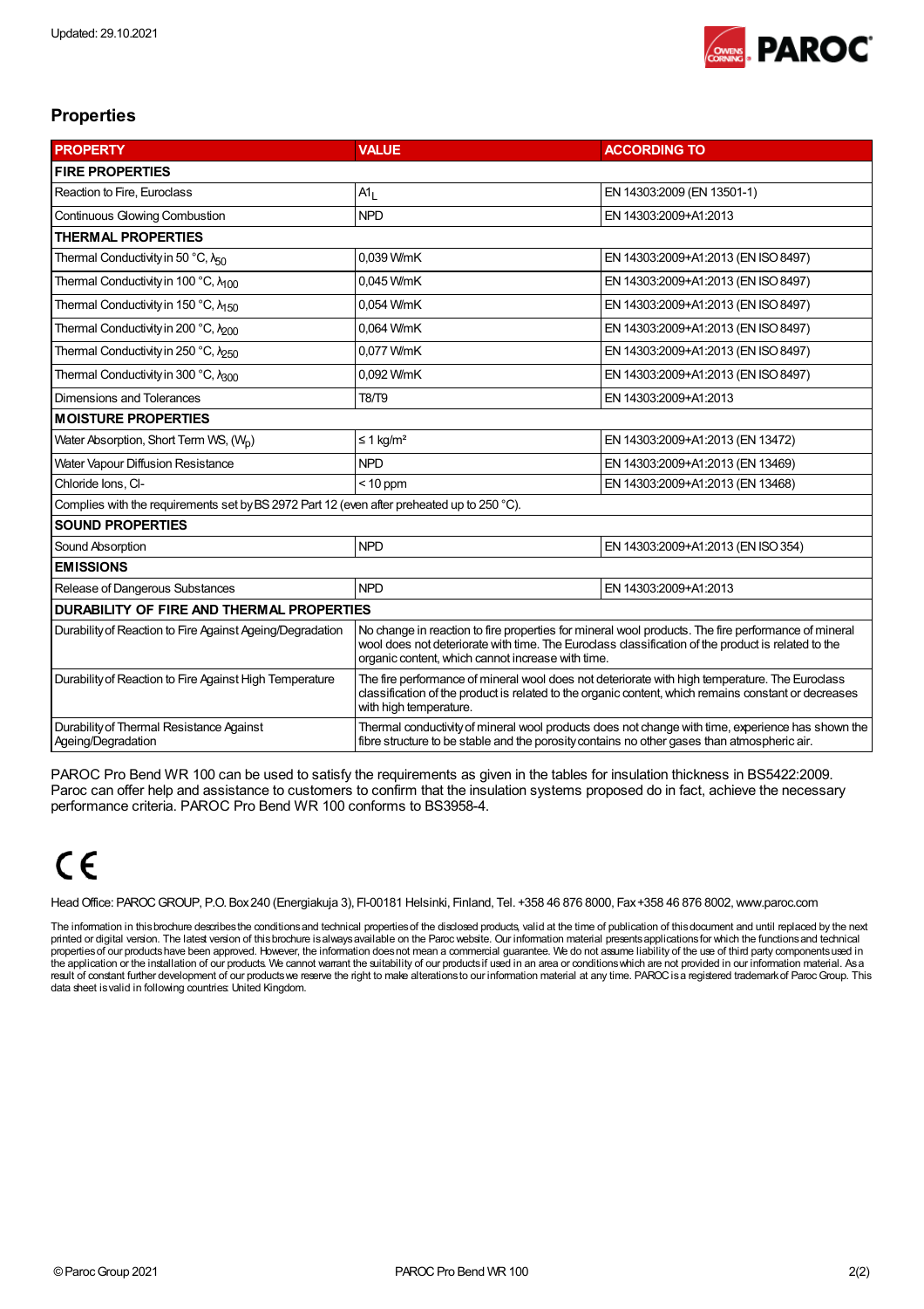Updated: 29.10.2021

## Properties

| PROPERTY | VALUE | ACCORDING TO |
|---|---|---|
| **FIRE PROPERTIES** | | |
| Reaction to Fire, Euroclass | $A1_L$ | EN 14303:2009 (EN 13501-1) |
| Continuous Glowing Combustion | NPD | EN 14303:2009+A1:2013 |
| **THERMAL PROPERTIES** | | |
| Thermal Conductivity in 50 °C, $\lambda_{50}$ | 0,039 W/mK | EN 14303:2009+A1:2013 (EN ISO 8497) |
| Thermal Conductivity in 100 °C, $\lambda_{100}$ | 0,045 W/mK | EN 14303:2009+A1:2013 (EN ISO 8497) |
| Thermal Conductivity in 150 °C, $\lambda_{150}$ | 0,054 W/mK | EN 14303:2009+A1:2013 (EN ISO 8497) |
| Thermal Conductivity in 200 °C, $\lambda_{200}$ | 0,064 W/mK | EN 14303:2009+A1:2013 (EN ISO 8497) |
| Thermal Conductivity in 250 °C, $\lambda_{250}$ | 0,077 W/mK | EN 14303:2009+A1:2013 (EN ISO 8497) |
| Thermal Conductivity in 300 °C, $\lambda_{300}$ | 0,092 W/mK | EN 14303:2009+A1:2013 (EN ISO 8497) |
| Dimensions and Tolerances | T8/T9 | EN 14303:2009+A1:2013 |
| **MOISTURE PROPERTIES** | | |
| Water Absorption, Short Term WS, ($W_p$) | ≤ 1 kg/m² | EN 14303:2009+A1:2013 (EN 13472) |
| Water Vapour Diffusion Resistance | NPD | EN 14303:2009+A1:2013 (EN 13469) |
| Chloride Ions, Cl- | < 10 ppm | EN 14303:2009+A1:2013 (EN 13468) |
| Complies with the requirements set by BS 2972 Part 12 (even after preheated up to 250 °C). | | |
| **SOUND PROPERTIES** | | |
| Sound Absorption | NPD | EN 14303:2009+A1:2013 (EN ISO 354) |
| **EMISSIONS** | | |
| Release of Dangerous Substances | NPD | EN 14303:2009+A1:2013 |
| **DURABILITY OF FIRE AND THERMAL PROPERTIES** | | |
| Durability of Reaction to Fire Against Ageing/Degradation | No change in reaction to fire properties for mineral wool products. The fire performance of mineral wool does not deteriorate with time. The Euroclass classification of the product is related to the organic content, which cannot increase with time. | |
| Durability of Reaction to Fire Against High Temperature | The fire performance of mineral wool does not deteriorate with high temperature. The Euroclass classification of the product is related to the organic content, which remains constant or decreases with high temperature. | |
| Durability of Thermal Resistance Against Ageing/Degradation | Thermal conductivity of mineral wool products does not change with time, experience has shown the fibre structure to be stable and the porosity contains no other gases than atmospheric air. | |

PAROC Pro Bend WR 100 can be used to satisfy the requirements as given in the tables for insulation thickness in BS5422:2009. Paroc can offer help and assistance to customers to confirm that the insulation systems proposed do in fact, achieve the necessary performance criteria. PAROC Pro Bend WR 100 conforms to BS3958-4.

CE

Head Office: PAROC GROUP, P.O. Box 240 (Energiakuja 3), FI-00181 Helsinki, Finland, Tel. +358 46 876 8000, Fax +358 46 876 8002, www.paroc.com

The information in this brochure describes the conditions and technical properties of the disclosed products, valid at the time of publication of this document and until replaced by the next printed or digital version. The latest version of this brochure is always available on the Paroc website. Our information material presents applications for which the functions and technical properties of our products have been approved. However, the information does not mean a commercial guarantee. We do not assume liability of the use of third party components used in the application or the installation of our products. We cannot warrant the suitability of our products if used in an area or conditions which are not provided in our information material. As a result of constant further development of our products we reserve the right to make alterations to our information material at any time. PAROC is a registered trademark of Paroc Group. This data sheet is valid in following countries: United Kingdom.

© Paroc Group 2021 PAROC Pro Bend WR 100